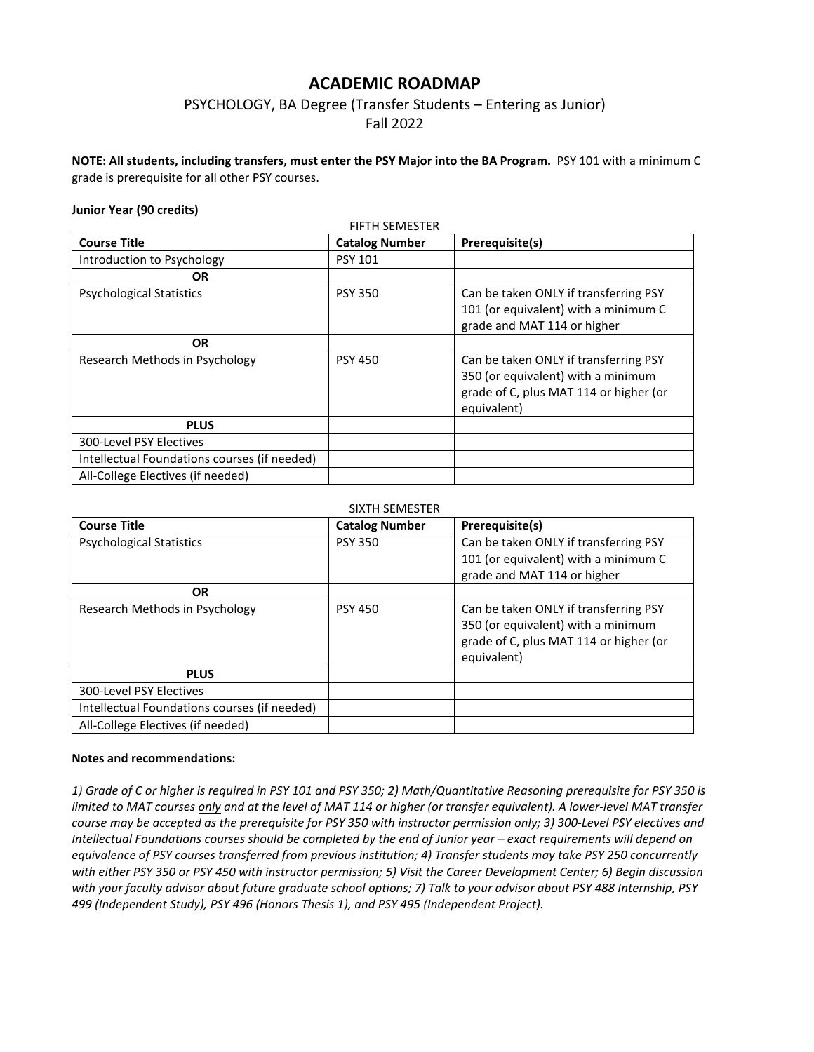# ACADEMIC ROADMAP

## PSYCHOLOGY, BA Degree (Transfer Students – Entering as Junior)

## Fall 2022

**NOTE: All students, including transfers, must enter the PSY Major into the BA Program.** PSY 101 with a minimum C grade is prerequisite for all other PSY courses.

**Junior Year (90 credits)**

FIFTH SEMESTER

| Course Title | Catalog Number | Prerequisite(s) |
|---|---|---|
| Introduction to Psychology | PSY 101 | |
| **OR** | | |
| Psychological Statistics | PSY 350 | Can be taken ONLY if transferring PSY 101 (or equivalent) with a minimum C grade and MAT 114 or higher |
| **OR** | | |
| Research Methods in Psychology | PSY 450 | Can be taken ONLY if transferring PSY 350 (or equivalent) with a minimum grade of C, plus MAT 114 or higher (or equivalent) |
| **PLUS** | | |
| 300-Level PSY Electives | | |
| Intellectual Foundations courses (if needed) | | |
| All-College Electives (if needed) | | |

SIXTH SEMESTER

| Course Title | Catalog Number | Prerequisite(s) |
|---|---|---|
| Psychological Statistics | PSY 350 | Can be taken ONLY if transferring PSY 101 (or equivalent) with a minimum C grade and MAT 114 or higher |
| **OR** | | |
| Research Methods in Psychology | PSY 450 | Can be taken ONLY if transferring PSY 350 (or equivalent) with a minimum grade of C, plus MAT 114 or higher (or equivalent) |
| **PLUS** | | |
| 300-Level PSY Electives | | |
| Intellectual Foundations courses (if needed) | | |
| All-College Electives (if needed) | | |

**Notes and recommendations:**

*1) Grade of C or higher is required in PSY 101 and PSY 350; 2) Math/Quantitative Reasoning prerequisite for PSY 350 is limited to MAT courses only and at the level of MAT 114 or higher (or transfer equivalent). A lower-level MAT transfer course may be accepted as the prerequisite for PSY 350 with instructor permission only; 3) 300-Level PSY electives and Intellectual Foundations courses should be completed by the end of Junior year – exact requirements will depend on equivalence of PSY courses transferred from previous institution; 4) Transfer students may take PSY 250 concurrently with either PSY 350 or PSY 450 with instructor permission; 5) Visit the Career Development Center; 6) Begin discussion with your faculty advisor about future graduate school options; 7) Talk to your advisor about PSY 488 Internship, PSY 499 (Independent Study), PSY 496 (Honors Thesis 1), and PSY 495 (Independent Project).*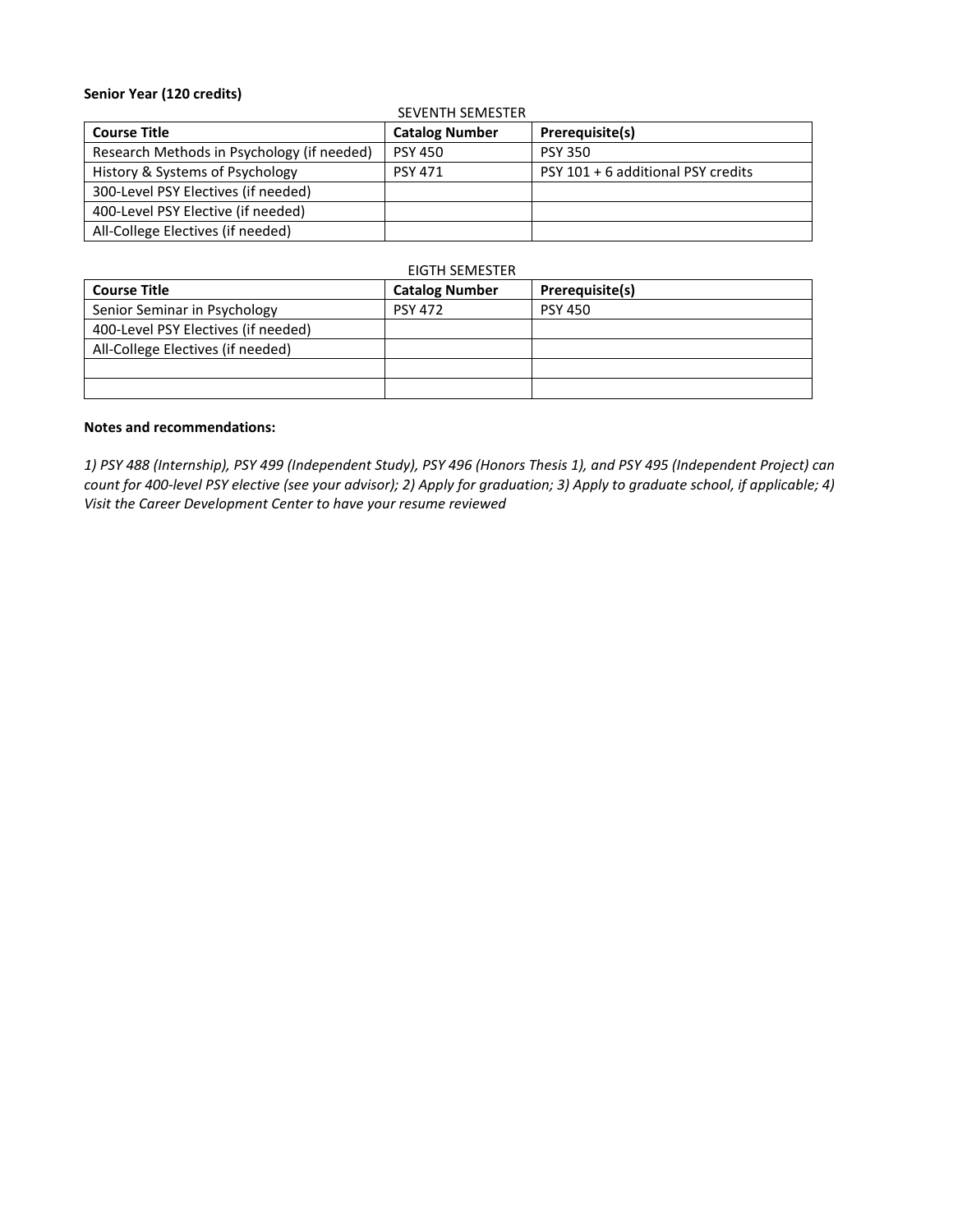**Senior Year (120 credits)**

SEVENTH SEMESTER

| Course Title | Catalog Number | Prerequisite(s) |
|---|---|---|
| Research Methods in Psychology (if needed) | PSY 450 | PSY 350 |
| History & Systems of Psychology | PSY 471 | PSY 101 + 6 additional PSY credits |
| 300-Level PSY Electives (if needed) | | |
| 400-Level PSY Elective (if needed) | | |
| All-College Electives (if needed) | | |

EIGTH SEMESTER

| Course Title | Catalog Number | Prerequisite(s) |
|---|---|---|
| Senior Seminar in Psychology | PSY 472 | PSY 450 |
| 400-Level PSY Electives (if needed) | | |
| All-College Electives (if needed) | | |
| | | |
| | | |

**Notes and recommendations:**

*1) PSY 488 (Internship), PSY 499 (Independent Study), PSY 496 (Honors Thesis 1), and PSY 495 (Independent Project) can count for 400-level PSY elective (see your advisor); 2) Apply for graduation; 3) Apply to graduate school, if applicable; 4) Visit the Career Development Center to have your resume reviewed*